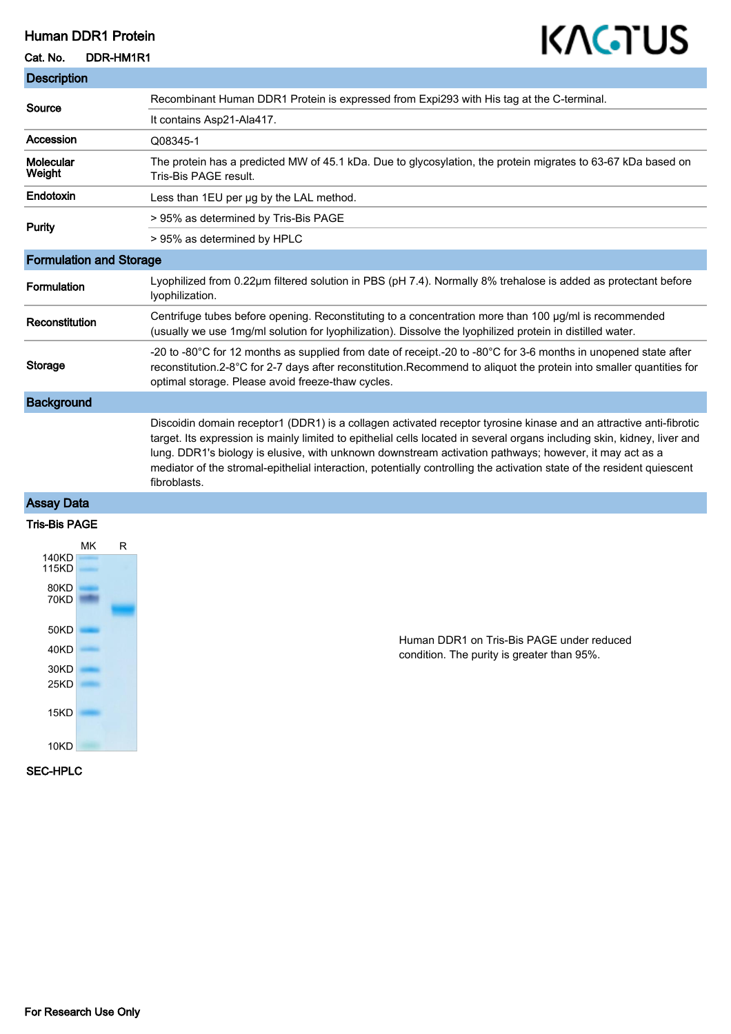# Human DDR1 Protein

**Cat. No.** DDR-HM1R1

KACTUS

## Description

| | |
|---|---|
| **Source** | Recombinant Human DDR1 Protein is expressed from Expi293 with His tag at the C-terminal. |
| | It contains Asp21-Ala417. |
| **Accession** | Q08345-1 |
| **Molecular Weight** | The protein has a predicted MW of 45.1 kDa. Due to glycosylation, the protein migrates to 63-67 kDa based on Tris-Bis PAGE result. |
| **Endotoxin** | Less than 1EU per μg by the LAL method. |
| **Purity** | > 95% as determined by Tris-Bis PAGE |
| | > 95% as determined by HPLC |

## Formulation and Storage

| | |
|---|---|
| **Formulation** | Lyophilized from 0.22μm filtered solution in PBS (pH 7.4). Normally 8% trehalose is added as protectant before lyophilization. |
| **Reconstitution** | Centrifuge tubes before opening. Reconstituting to a concentration more than 100 μg/ml is recommended (usually we use 1mg/ml solution for lyophilization). Dissolve the lyophilized protein in distilled water. |
| **Storage** | -20 to -80°C for 12 months as supplied from date of receipt.-20 to -80°C for 3-6 months in unopened state after reconstitution.2-8°C for 2-7 days after reconstitution.Recommend to aliquot the protein into smaller quantities for optimal storage. Please avoid freeze-thaw cycles. |

## Background

Discoidin domain receptor1 (DDR1) is a collagen activated receptor tyrosine kinase and an attractive anti-fibrotic target. Its expression is mainly limited to epithelial cells located in several organs including skin, kidney, liver and lung. DDR1's biology is elusive, with unknown downstream activation pathways; however, it may act as a mediator of the stromal-epithelial interaction, potentially controlling the activation state of the resident quiescent fibroblasts.

## Assay Data

### Tris-Bis PAGE

MK R

140KD
115KD
80KD
70KD
50KD
40KD
30KD
25KD
15KD
10KD

Human DDR1 on Tris-Bis PAGE under reduced condition. The purity is greater than 95%.

### SEC-HPLC

For Research Use Only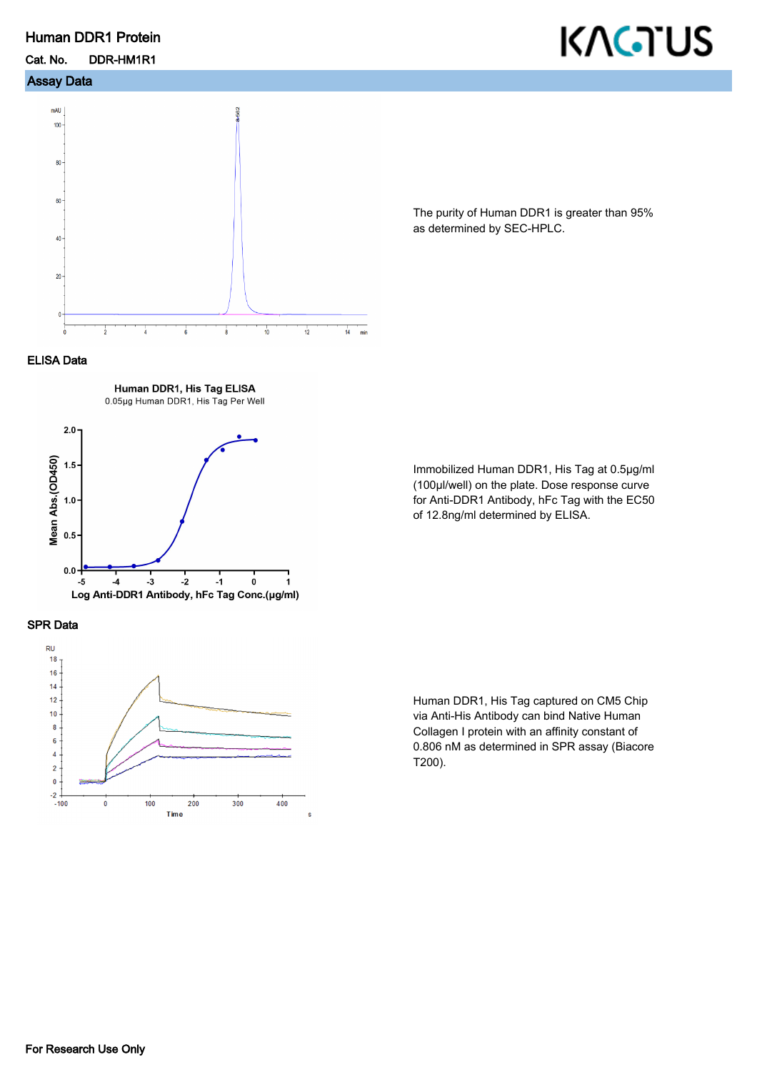Human DDR1 Protein

Cat. No. DDR-HM1R1

## Assay Data

mAU
100
80
60
40
20
0
0 2 4 6 8 10 12 14 min
8.562

The purity of Human DDR1 is greater than 95% as determined by SEC-HPLC.

## ELISA Data

Human DDR1, His Tag ELISA
0.05μg Human DDR1, His Tag Per Well

Mean Abs.(OD450)
2.0
1.5
1.0
0.5
0.0
-5 -4 -3 -2 -1 0 1
Log Anti-DDR1 Antibody, hFc Tag Conc.(μg/ml)

Immobilized Human DDR1, His Tag at 0.5μg/ml (100μl/well) on the plate. Dose response curve for Anti-DDR1 Antibody, hFc Tag with the EC50 of 12.8ng/ml determined by ELISA.

## SPR Data

RU
18
16
14
12
10
8
6
4
2
0
-2
-100 0 100 200 300 400
Time s

Human DDR1, His Tag captured on CM5 Chip via Anti-His Antibody can bind Native Human Collagen I protein with an affinity constant of 0.806 nM as determined in SPR assay (Biacore T200).

For Research Use Only